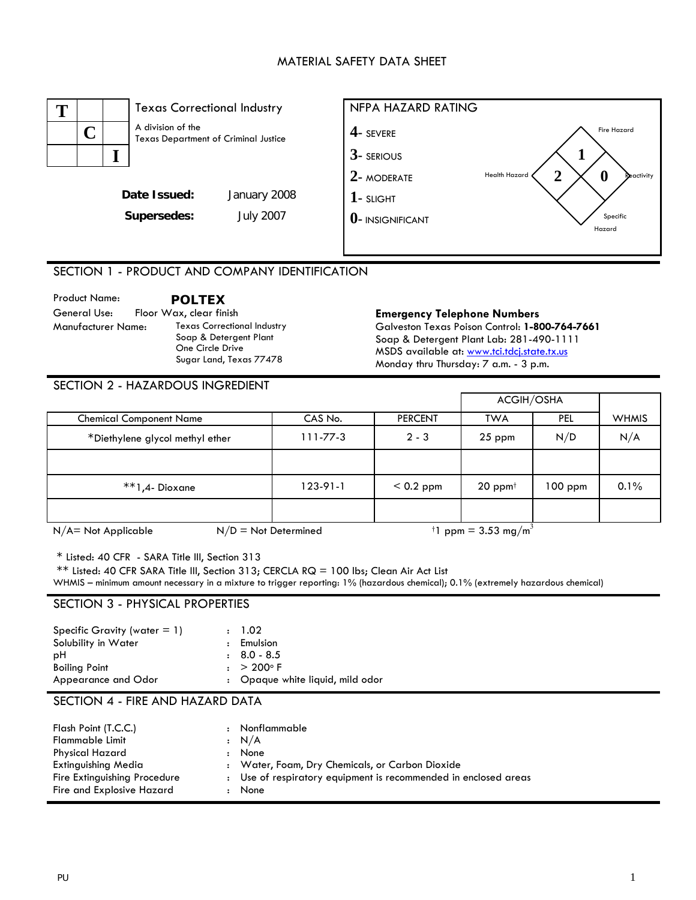# MATERIAL SAFETY DATA SHEET

| T | | |
|---|---|---|
| | C | |
| | | I |

Texas Correctional Industry
A division of the Texas Department of Criminal Justice

**Date Issued:** January 2008
**Supersedes:** July 2007

**NFPA HAZARD RATING**

- **4**- SEVERE
- **3**- SERIOUS
- **2**- MODERATE
- **1**- SLIGHT
- **0**- INSIGNIFICANT

Fire Hazard: 1
Health Hazard: 2
Reactivity: 0
Specific Hazard:

## SECTION 1 - PRODUCT AND COMPANY IDENTIFICATION

Product Name: **POLTEX**
General Use: Floor Wax, clear finish
Manufacturer Name: Texas Correctional Industry
Soap & Detergent Plant
One Circle Drive
Sugar Land, Texas 77478

**Emergency Telephone Numbers**
Galveston Texas Poison Control: **1-800-764-7661**
Soap & Detergent Plant Lab: 281-490-1111
MSDS available at: www.tci.tdcj.state.tx.us
Monday thru Thursday: 7 a.m. - 3 p.m.

## SECTION 2 - HAZARDOUS INGREDIENT

| Chemical Component Name | CAS No. | PERCENT | ACGIH/OSHA TWA | ACGIH/OSHA PEL | WHMIS |
|---|---|---|---|---|---|
| *Diethylene glycol methyl ether | 111-77-3 | 2 - 3 | 25 ppm | N/D | N/A |
| | | | | | |
| **1,4- Dioxane | 123-91-1 | < 0.2 ppm | 20 ppm† | 100 ppm | 0.1% |
| | | | | | |

N/A= Not Applicable N/D = Not Determined †1 ppm = 3.53 $mg/m^3$

* Listed: 40 CFR - SARA Title III, Section 313
** Listed: 40 CFR SARA Title III, Section 313; CERCLA RQ = 100 lbs; Clean Air Act List
WHMIS – minimum amount necessary in a mixture to trigger reporting: 1% (hazardous chemical); 0.1% (extremely hazardous chemical)

## SECTION 3 - PHYSICAL PROPERTIES

Specific Gravity (water = 1) : 1.02
Solubility in Water : Emulsion
pH : 8.0 - 8.5
Boiling Point : > 200° F
Appearance and Odor : Opaque white liquid, mild odor

## SECTION 4 - FIRE AND HAZARD DATA

Flash Point (T.C.C.) : Nonflammable
Flammable Limit : N/A
Physical Hazard : None
Extinguishing Media : Water, Foam, Dry Chemicals, or Carbon Dioxide
Fire Extinguishing Procedure : Use of respiratory equipment is recommended in enclosed areas
Fire and Explosive Hazard : None

PU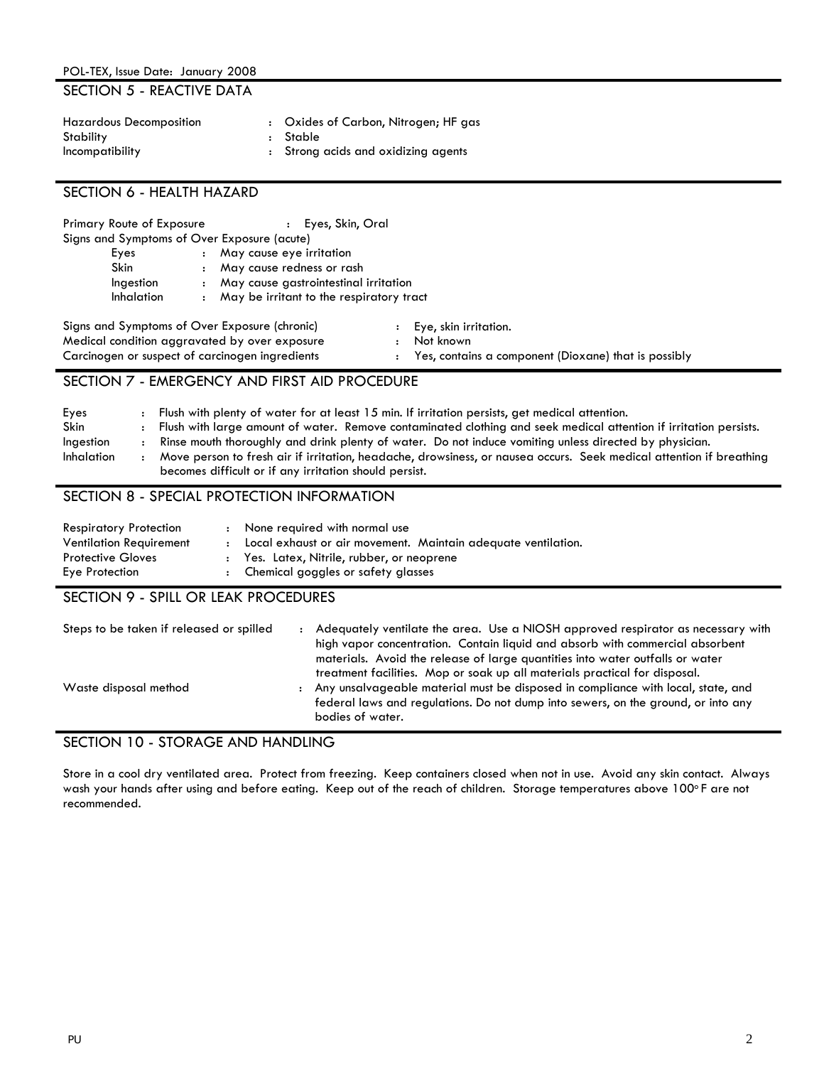## SECTION 5 - REACTIVE DATA

Hazardous Decomposition : Oxides of Carbon, Nitrogen; HF gas
Stability : Stable
Incompatibility : Strong acids and oxidizing agents

## SECTION 6 - HEALTH HAZARD

Primary Route of Exposure : Eyes, Skin, Oral

Signs and Symptoms of Over Exposure (acute)

- Eyes : May cause eye irritation
- Skin : May cause redness or rash
- Ingestion : May cause gastrointestinal irritation
- Inhalation : May be irritant to the respiratory tract

Signs and Symptoms of Over Exposure (chronic) : Eye, skin irritation.
Medical condition aggravated by over exposure : Not known
Carcinogen or suspect of carcinogen ingredients : Yes, contains a component (Dioxane) that is possibly

## SECTION 7 - EMERGENCY AND FIRST AID PROCEDURE

Eyes : Flush with plenty of water for at least 15 min. If irritation persists, get medical attention.
Skin : Flush with large amount of water. Remove contaminated clothing and seek medical attention if irritation persists.
Ingestion : Rinse mouth thoroughly and drink plenty of water. Do not induce vomiting unless directed by physician.
Inhalation : Move person to fresh air if irritation, headache, drowsiness, or nausea occurs. Seek medical attention if breathing becomes difficult or if any irritation should persist.

## SECTION 8 - SPECIAL PROTECTION INFORMATION

Respiratory Protection : None required with normal use
Ventilation Requirement : Local exhaust or air movement. Maintain adequate ventilation.
Protective Gloves : Yes. Latex, Nitrile, rubber, or neoprene
Eye Protection : Chemical goggles or safety glasses

## SECTION 9 - SPILL OR LEAK PROCEDURES

Steps to be taken if released or spilled : Adequately ventilate the area. Use a NIOSH approved respirator as necessary with high vapor concentration. Contain liquid and absorb with commercial absorbent materials. Avoid the release of large quantities into water outfalls or water treatment facilities. Mop or soak up all materials practical for disposal.

Waste disposal method : Any unsalvageable material must be disposed in compliance with local, state, and federal laws and regulations. Do not dump into sewers, on the ground, or into any bodies of water.

## SECTION 10 - STORAGE AND HANDLING

Store in a cool dry ventilated area. Protect from freezing. Keep containers closed when not in use. Avoid any skin contact. Always wash your hands after using and before eating. Keep out of the reach of children. Storage temperatures above 100° F are not recommended.